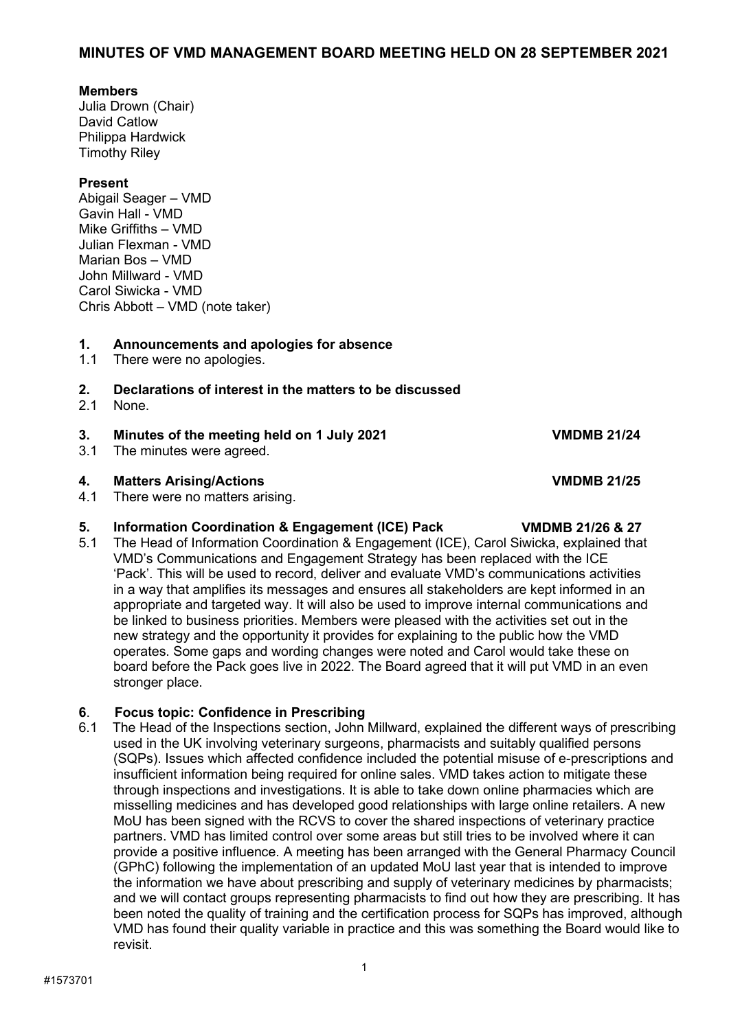# MINUTES OF VMD MANAGEMENT BOARD MEETING HELD ON 28 SEPTEMBER 2021

**Members**
Julia Drown (Chair)
David Catlow
Philippa Hardwick
Timothy Riley

**Present**
Abigail Seager – VMD
Gavin Hall - VMD
Mike Griffiths – VMD
Julian Flexman - VMD
Marian Bos – VMD
John Millward - VMD
Carol Siwicka - VMD
Chris Abbott – VMD (note taker)

## 1. Announcements and apologies for absence

1.1 There were no apologies.

## 2. Declarations of interest in the matters to be discussed

2.1 None.

## 3. Minutes of the meeting held on 1 July 2021 — VMDMB 21/24

3.1 The minutes were agreed.

## 4. Matters Arising/Actions — VMDMB 21/25

4.1 There were no matters arising.

## 5. Information Coordination & Engagement (ICE) Pack — VMDMB 21/26 & 27

5.1 The Head of Information Coordination & Engagement (ICE), Carol Siwicka, explained that VMD's Communications and Engagement Strategy has been replaced with the ICE 'Pack'. This will be used to record, deliver and evaluate VMD's communications activities in a way that amplifies its messages and ensures all stakeholders are kept informed in an appropriate and targeted way. It will also be used to improve internal communications and be linked to business priorities. Members were pleased with the activities set out in the new strategy and the opportunity it provides for explaining to the public how the VMD operates. Some gaps and wording changes were noted and Carol would take these on board before the Pack goes live in 2022. The Board agreed that it will put VMD in an even stronger place.

## 6. Focus topic: Confidence in Prescribing

6.1 The Head of the Inspections section, John Millward, explained the different ways of prescribing used in the UK involving veterinary surgeons, pharmacists and suitably qualified persons (SQPs). Issues which affected confidence included the potential misuse of e-prescriptions and insufficient information being required for online sales. VMD takes action to mitigate these through inspections and investigations. It is able to take down online pharmacies which are misselling medicines and has developed good relationships with large online retailers. A new MoU has been signed with the RCVS to cover the shared inspections of veterinary practice partners. VMD has limited control over some areas but still tries to be involved where it can provide a positive influence. A meeting has been arranged with the General Pharmacy Council (GPhC) following the implementation of an updated MoU last year that is intended to improve the information we have about prescribing and supply of veterinary medicines by pharmacists; and we will contact groups representing pharmacists to find out how they are prescribing. It has been noted the quality of training and the certification process for SQPs has improved, although VMD has found their quality variable in practice and this was something the Board would like to revisit.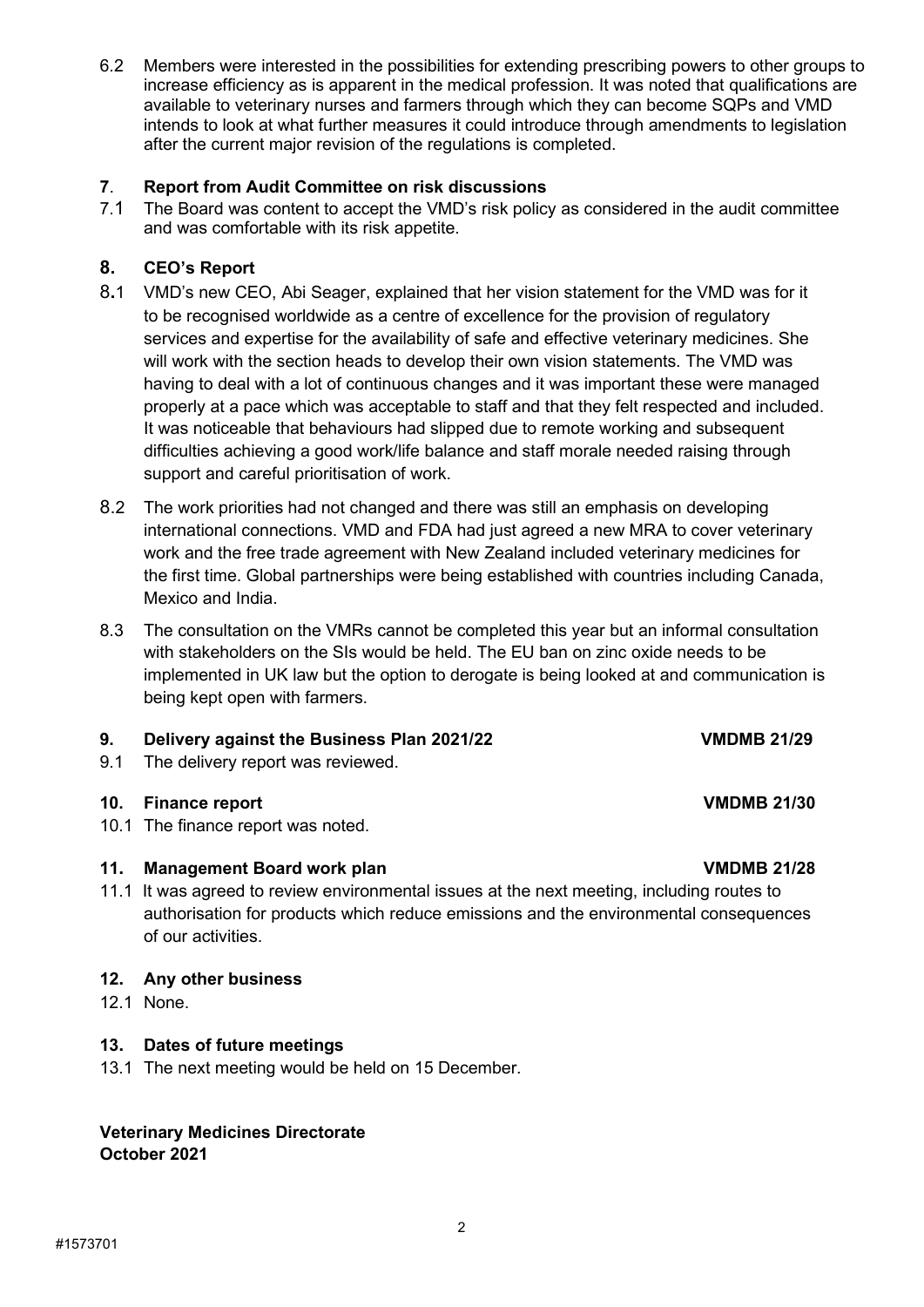6.2 Members were interested in the possibilities for extending prescribing powers to other groups to increase efficiency as is apparent in the medical profession. It was noted that qualifications are available to veterinary nurses and farmers through which they can become SQPs and VMD intends to look at what further measures it could introduce through amendments to legislation after the current major revision of the regulations is completed.

## 7. Report from Audit Committee on risk discussions

7.1 The Board was content to accept the VMD's risk policy as considered in the audit committee and was comfortable with its risk appetite.

## 8. CEO's Report

8.1 VMD's new CEO, Abi Seager, explained that her vision statement for the VMD was for it to be recognised worldwide as a centre of excellence for the provision of regulatory services and expertise for the availability of safe and effective veterinary medicines. She will work with the section heads to develop their own vision statements. The VMD was having to deal with a lot of continuous changes and it was important these were managed properly at a pace which was acceptable to staff and that they felt respected and included. It was noticeable that behaviours had slipped due to remote working and subsequent difficulties achieving a good work/life balance and staff morale needed raising through support and careful prioritisation of work.

8.2 The work priorities had not changed and there was still an emphasis on developing international connections. VMD and FDA had just agreed a new MRA to cover veterinary work and the free trade agreement with New Zealand included veterinary medicines for the first time. Global partnerships were being established with countries including Canada, Mexico and India.

8.3 The consultation on the VMRs cannot be completed this year but an informal consultation with stakeholders on the SIs would be held. The EU ban on zinc oxide needs to be implemented in UK law but the option to derogate is being looked at and communication is being kept open with farmers.

## 9. Delivery against the Business Plan 2021/22 — VMDMB 21/29

9.1 The delivery report was reviewed.

## 10. Finance report — VMDMB 21/30

10.1 The finance report was noted.

## 11. Management Board work plan — VMDMB 21/28

11.1 It was agreed to review environmental issues at the next meeting, including routes to authorisation for products which reduce emissions and the environmental consequences of our activities.

## 12. Any other business

12.1 None.

## 13. Dates of future meetings

13.1 The next meeting would be held on 15 December.

**Veterinary Medicines Directorate**
**October 2021**

#1573701